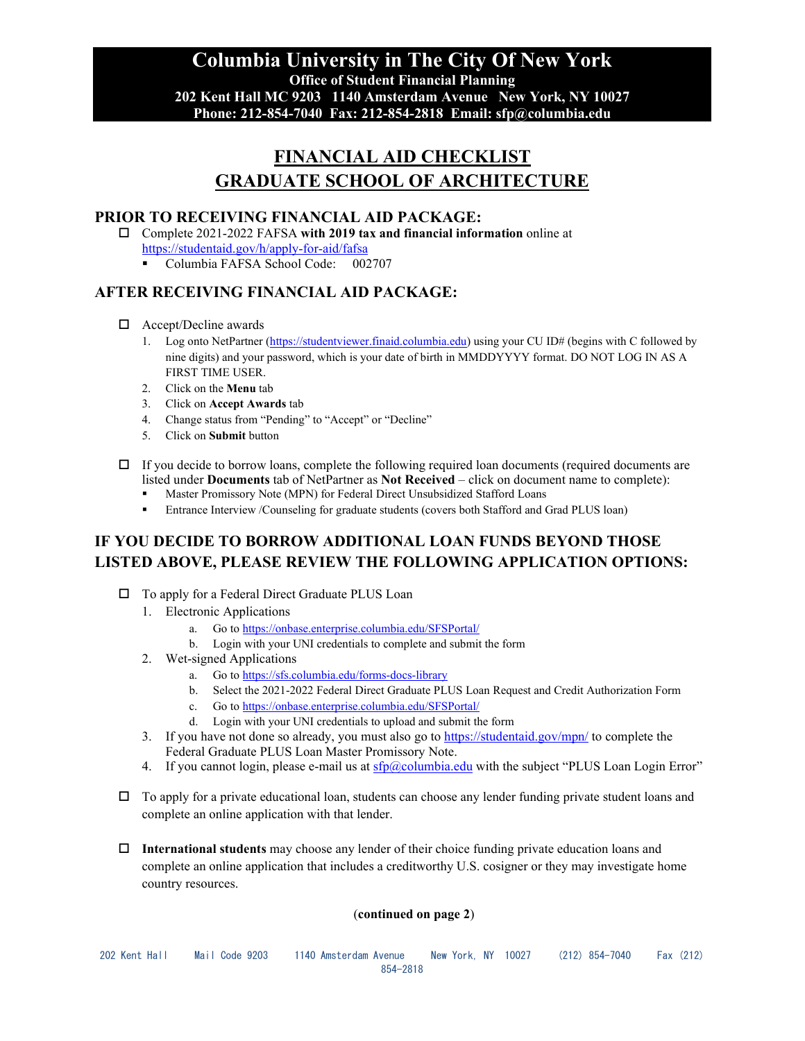# Columbia University in The City Of New York

**Office of Student Financial Planning**
**202 Kent Hall MC 9203 1140 Amsterdam Avenue New York, NY 10027**
**Phone: 212-854-7040 Fax: 212-854-2818 Email: sfp@columbia.edu**

## FINANCIAL AID CHECKLIST
## GRADUATE SCHOOL OF ARCHITECTURE

### PRIOR TO RECEIVING FINANCIAL AID PACKAGE:

- ☐ Complete 2021-2022 FAFSA **with 2019 tax and financial information** online at https://studentaid.gov/h/apply-for-aid/fafsa
  - Columbia FAFSA School Code: 002707

### AFTER RECEIVING FINANCIAL AID PACKAGE:

- ☐ Accept/Decline awards
  1. Log onto NetPartner (https://studentviewer.finaid.columbia.edu) using your CU ID# (begins with C followed by nine digits) and your password, which is your date of birth in MMDDYYYY format. DO NOT LOG IN AS A FIRST TIME USER.
  2. Click on the **Menu** tab
  3. Click on **Accept Awards** tab
  4. Change status from "Pending" to "Accept" or "Decline"
  5. Click on **Submit** button

- ☐ If you decide to borrow loans, complete the following required loan documents (required documents are listed under **Documents** tab of NetPartner as **Not Received** – click on document name to complete):
  - Master Promissory Note (MPN) for Federal Direct Unsubsidized Stafford Loans
  - Entrance Interview /Counseling for graduate students (covers both Stafford and Grad PLUS loan)

### IF YOU DECIDE TO BORROW ADDITIONAL LOAN FUNDS BEYOND THOSE LISTED ABOVE, PLEASE REVIEW THE FOLLOWING APPLICATION OPTIONS:

- ☐ To apply for a Federal Direct Graduate PLUS Loan
  1. Electronic Applications
     a. Go to https://onbase.enterprise.columbia.edu/SFSPortal/
     b. Login with your UNI credentials to complete and submit the form
  2. Wet-signed Applications
     a. Go to https://sfs.columbia.edu/forms-docs-library
     b. Select the 2021-2022 Federal Direct Graduate PLUS Loan Request and Credit Authorization Form
     c. Go to https://onbase.enterprise.columbia.edu/SFSPortal/
     d. Login with your UNI credentials to upload and submit the form
  3. If you have not done so already, you must also go to https://studentaid.gov/mpn/ to complete the Federal Graduate PLUS Loan Master Promissory Note.
  4. If you cannot login, please e-mail us at sfp@columbia.edu with the subject "PLUS Loan Login Error"

- ☐ To apply for a private educational loan, students can choose any lender funding private student loans and complete an online application with that lender.

- ☐ **International students** may choose any lender of their choice funding private education loans and complete an online application that includes a creditworthy U.S. cosigner or they may investigate home country resources.

(**continued on page 2**)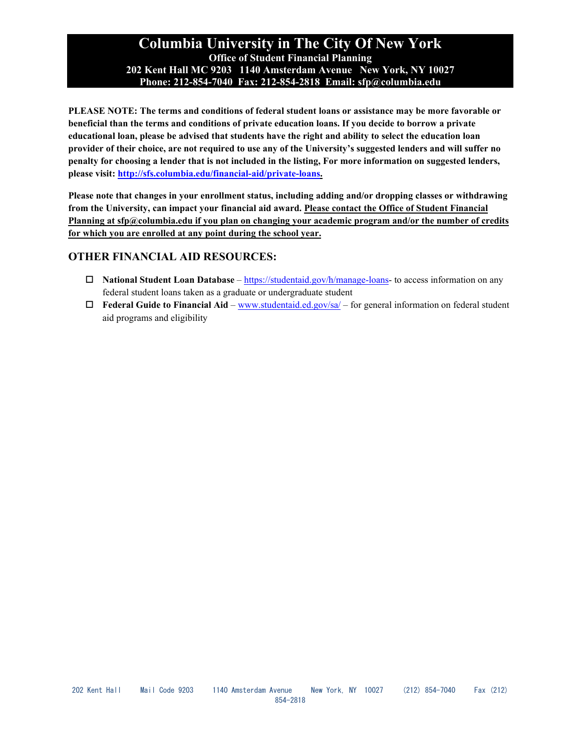# Columbia University in The City Of New York

**Office of Student Financial Planning**
**202 Kent Hall MC 9203 1140 Amsterdam Avenue New York, NY 10027**
**Phone: 212-854-7040 Fax: 212-854-2818 Email: sfp@columbia.edu**

**PLEASE NOTE: The terms and conditions of federal student loans or assistance may be more favorable or beneficial than the terms and conditions of private education loans. If you decide to borrow a private educational loan, please be advised that students have the right and ability to select the education loan provider of their choice, are not required to use any of the University's suggested lenders and will suffer no penalty for choosing a lender that is not included in the listing, For more information on suggested lenders, please visit: http://sfs.columbia.edu/financial-aid/private-loans.**

**Please note that changes in your enrollment status, including adding and/or dropping classes or withdrawing from the University, can impact your financial aid award. Please contact the Office of Student Financial Planning at sfp@columbia.edu if you plan on changing your academic program and/or the number of credits for which you are enrolled at any point during the school year.**

## OTHER FINANCIAL AID RESOURCES:

- ☐ **National Student Loan Database** – https://studentaid.gov/h/manage-loans- to access information on any federal student loans taken as a graduate or undergraduate student
- ☐ **Federal Guide to Financial Aid** – www.studentaid.ed.gov/sa/ – for general information on federal student aid programs and eligibility